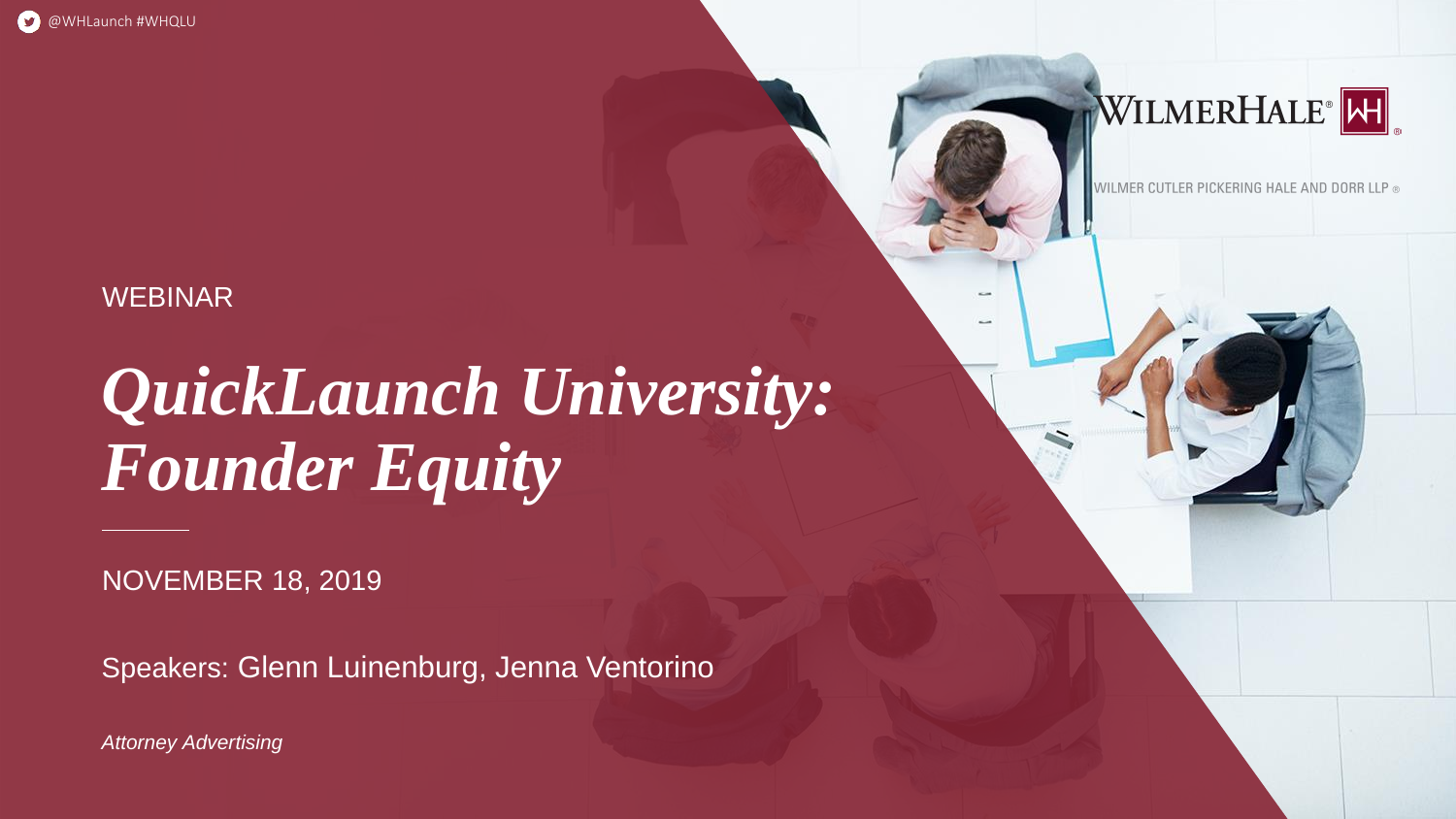@WHLaunch #WHQLU

WILMERHALE®

WILMER CUTLER PICKERING HALE AND DORR LLP ®

WEBINAR

# *QuickLaunch University: Founder Equity*

NOVEMBER 18, 2019

Speakers: Glenn Luinenburg, Jenna Ventorino

*Attorney Advertising*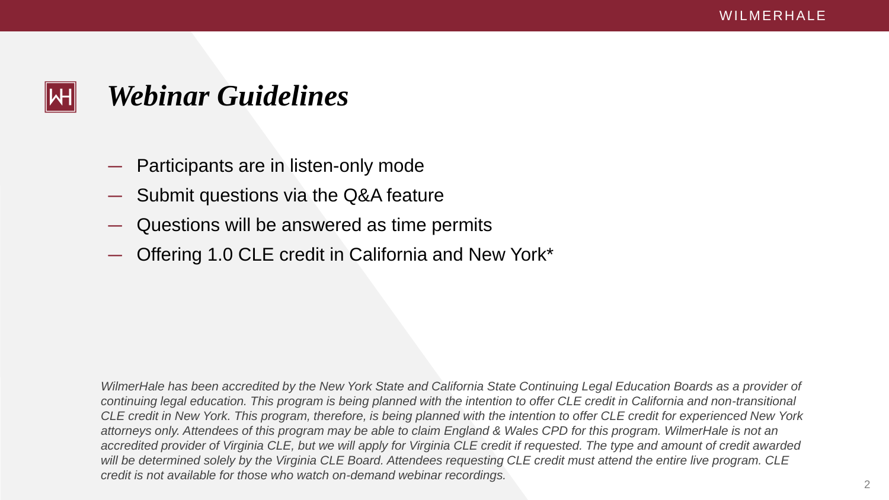# *Webinar Guidelines*

- Participants are in listen-only mode
- Submit questions via the Q&A feature
- Questions will be answered as time permits
- Offering 1.0 CLE credit in California and New York*

*WilmerHale has been accredited by the New York State and California State Continuing Legal Education Boards as a provider of continuing legal education. This program is being planned with the intention to offer CLE credit in California and non-transitional CLE credit in New York. This program, therefore, is being planned with the intention to offer CLE credit for experienced New York attorneys only. Attendees of this program may be able to claim England & Wales CPD for this program. WilmerHale is not an accredited provider of Virginia CLE, but we will apply for Virginia CLE credit if requested. The type and amount of credit awarded will be determined solely by the Virginia CLE Board. Attendees requesting CLE credit must attend the entire live program. CLE credit is not available for those who watch on-demand webinar recordings.*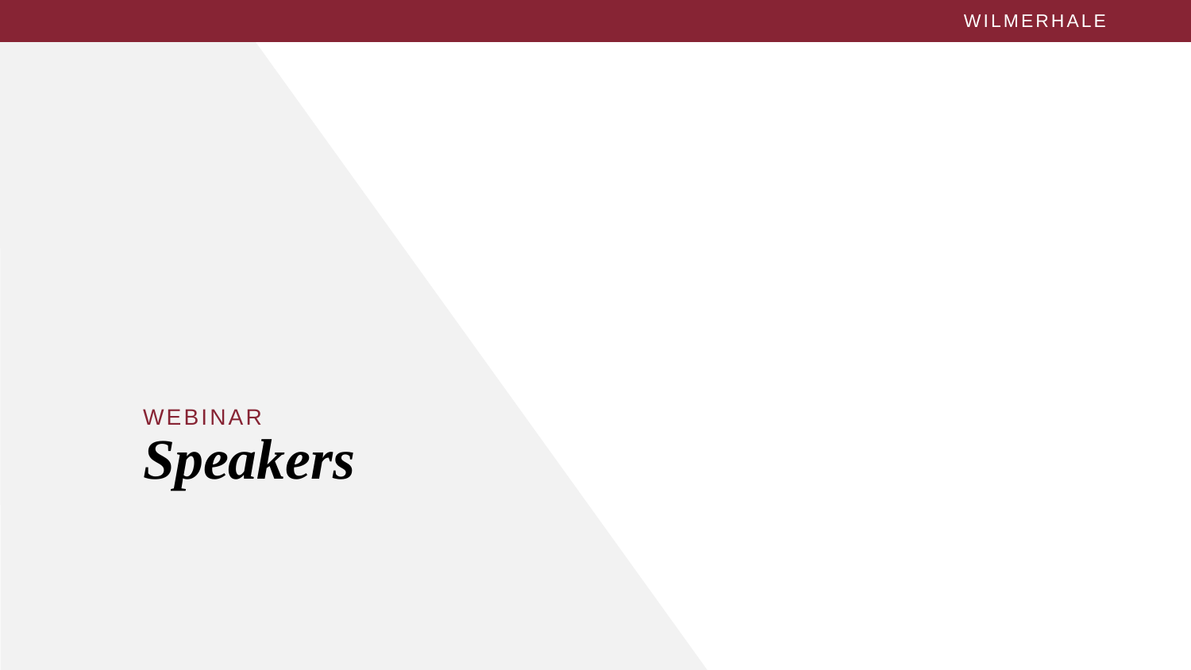WEBINAR

# *Speakers*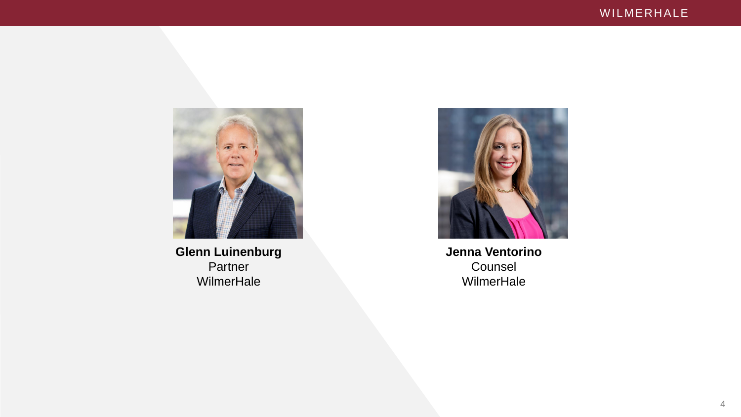**Glenn Luinenburg**
Partner
WilmerHale

**Jenna Ventorino**
Counsel
WilmerHale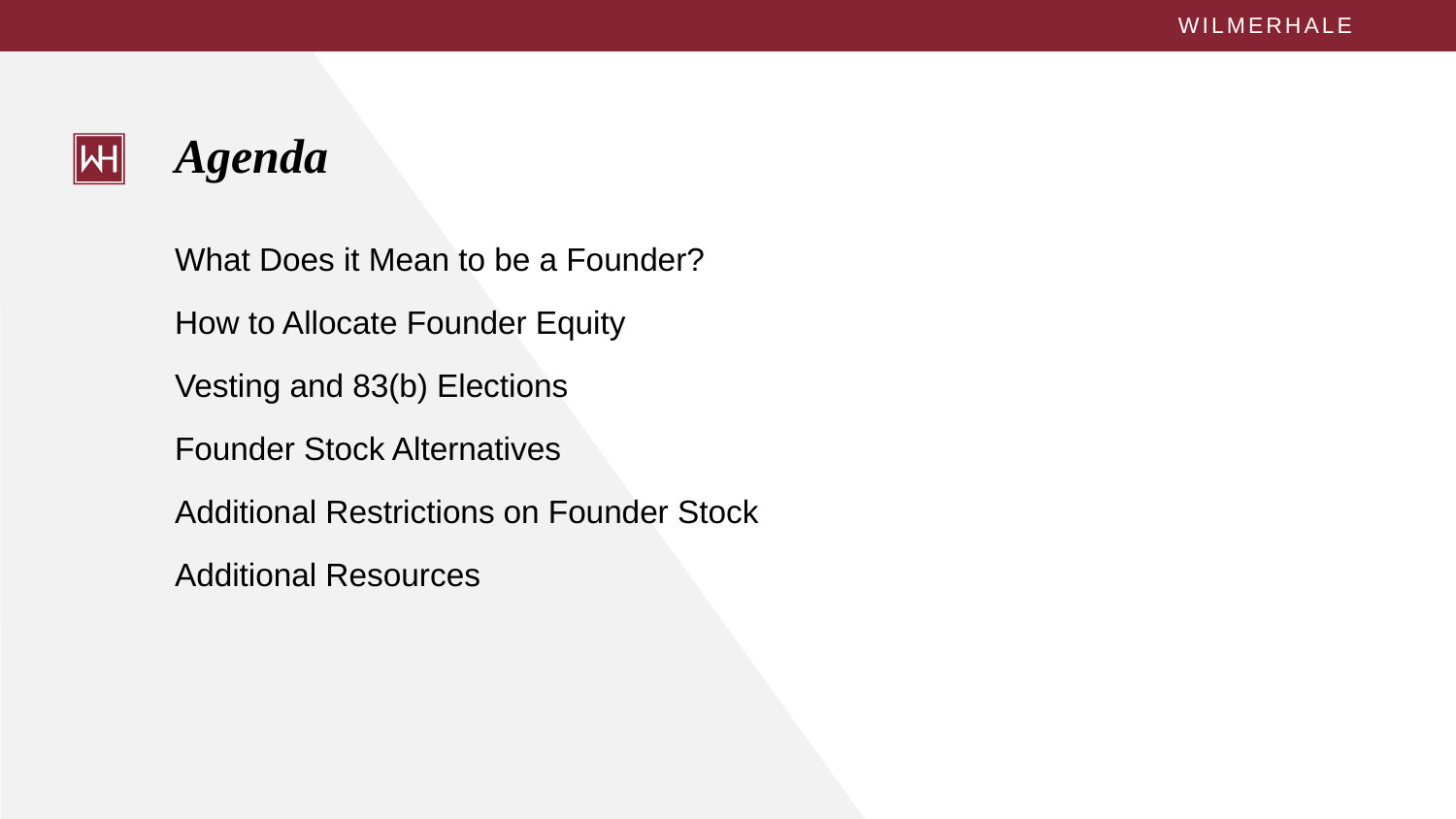# *Agenda*

What Does it Mean to be a Founder?

How to Allocate Founder Equity

Vesting and 83(b) Elections

Founder Stock Alternatives

Additional Restrictions on Founder Stock

Additional Resources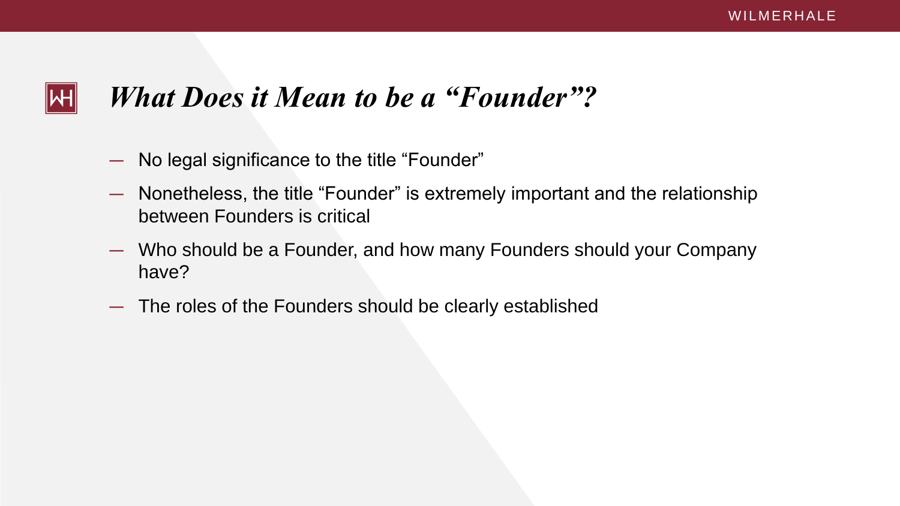# *What Does it Mean to be a “Founder”?*

- No legal significance to the title “Founder”
- Nonetheless, the title “Founder” is extremely important and the relationship between Founders is critical
- Who should be a Founder, and how many Founders should your Company have?
- The roles of the Founders should be clearly established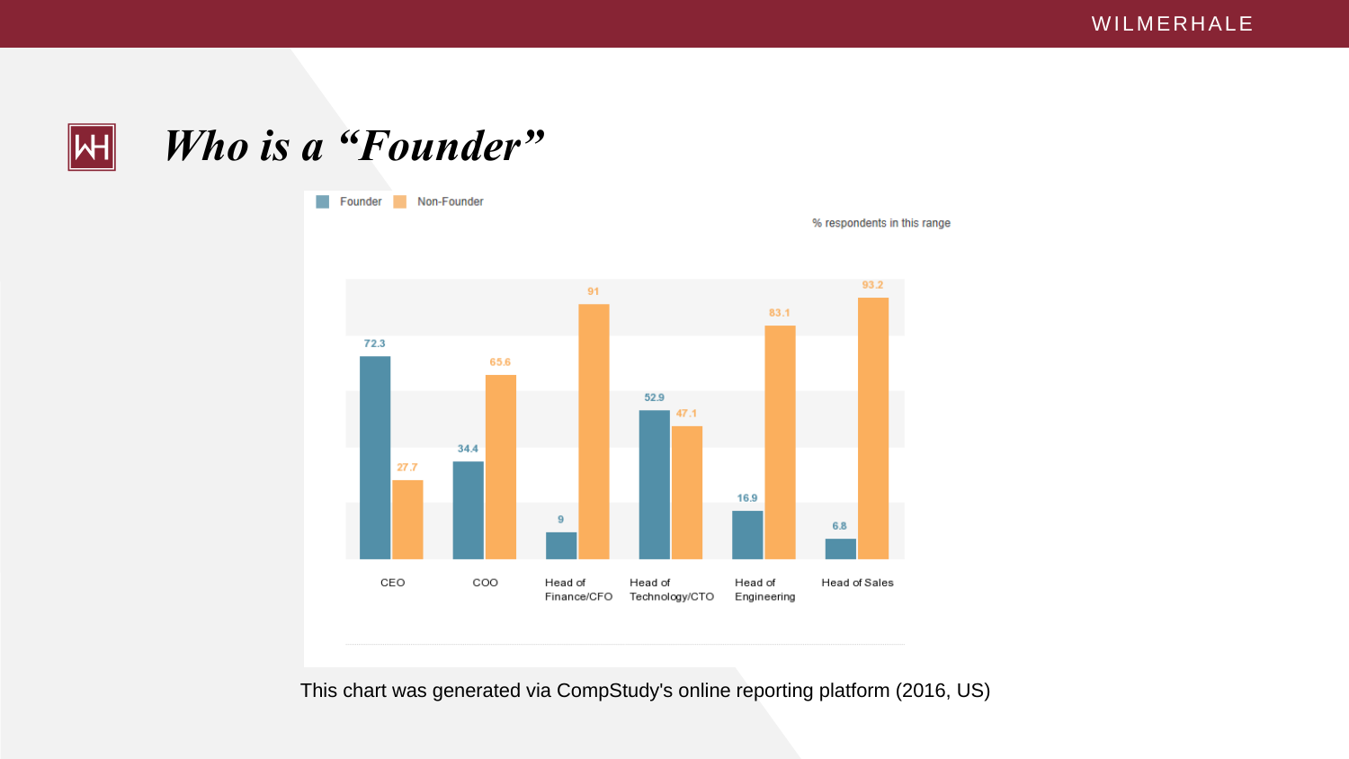# *Who is a "Founder"*

% respondents in this range

| | Founder | Non-Founder |
|---|---|---|
| CEO | 72.3 | 27.7 |
| COO | 34.4 | 65.6 |
| Head of Finance/CFO | 9 | 91 |
| Head of Technology/CTO | 52.9 | 47.1 |
| Head of Engineering | 16.9 | 83.1 |
| Head of Sales | 6.8 | 93.2 |

This chart was generated via CompStudy's online reporting platform (2016, US)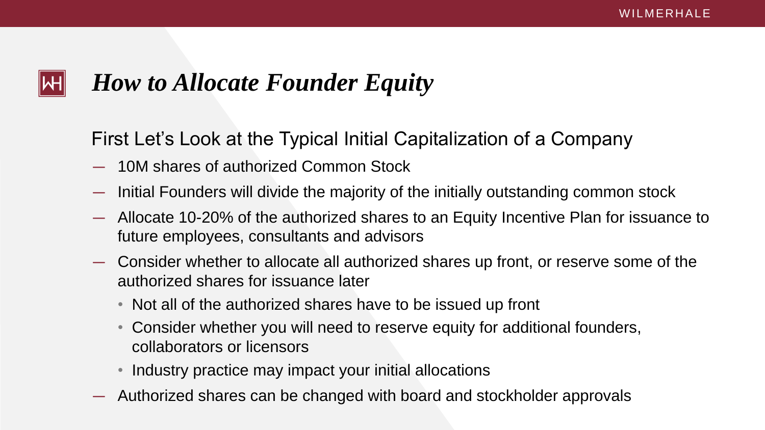# *How to Allocate Founder Equity*

## First Let's Look at the Typical Initial Capitalization of a Company

- 10M shares of authorized Common Stock
- Initial Founders will divide the majority of the initially outstanding common stock
- Allocate 10-20% of the authorized shares to an Equity Incentive Plan for issuance to future employees, consultants and advisors
- Consider whether to allocate all authorized shares up front, or reserve some of the authorized shares for issuance later
  - Not all of the authorized shares have to be issued up front
  - Consider whether you will need to reserve equity for additional founders, collaborators or licensors
  - Industry practice may impact your initial allocations
- Authorized shares can be changed with board and stockholder approvals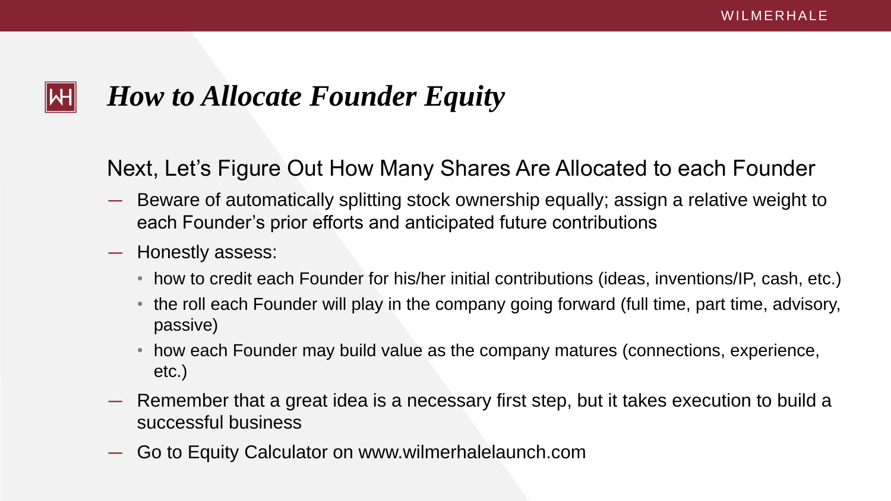# *How to Allocate Founder Equity*

## Next, Let's Figure Out How Many Shares Are Allocated to each Founder

- Beware of automatically splitting stock ownership equally; assign a relative weight to each Founder's prior efforts and anticipated future contributions
- Honestly assess:
  - how to credit each Founder for his/her initial contributions (ideas, inventions/IP, cash, etc.)
  - the roll each Founder will play in the company going forward (full time, part time, advisory, passive)
  - how each Founder may build value as the company matures (connections, experience, etc.)
- Remember that a great idea is a necessary first step, but it takes execution to build a successful business
- Go to Equity Calculator on www.wilmerhalelaunch.com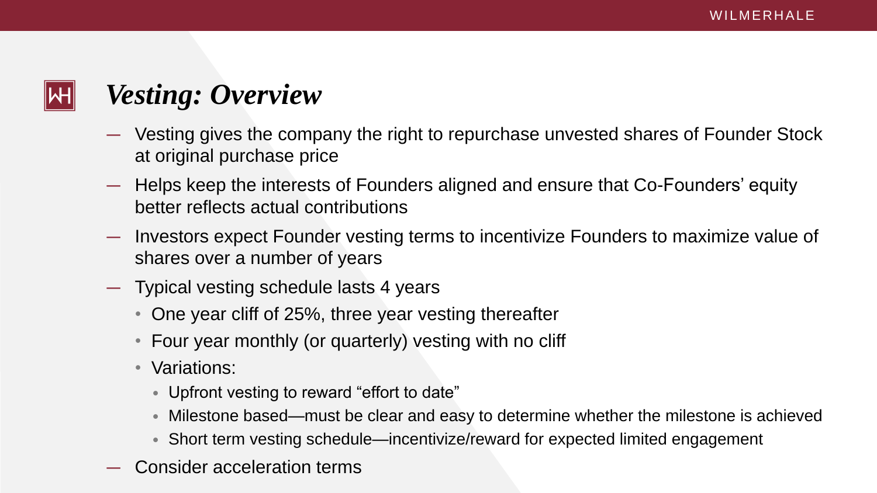# *Vesting: Overview*

- Vesting gives the company the right to repurchase unvested shares of Founder Stock at original purchase price
- Helps keep the interests of Founders aligned and ensure that Co-Founders' equity better reflects actual contributions
- Investors expect Founder vesting terms to incentivize Founders to maximize value of shares over a number of years
- Typical vesting schedule lasts 4 years
  - One year cliff of 25%, three year vesting thereafter
  - Four year monthly (or quarterly) vesting with no cliff
  - Variations:
    - Upfront vesting to reward "effort to date"
    - Milestone based—must be clear and easy to determine whether the milestone is achieved
    - Short term vesting schedule—incentivize/reward for expected limited engagement
- Consider acceleration terms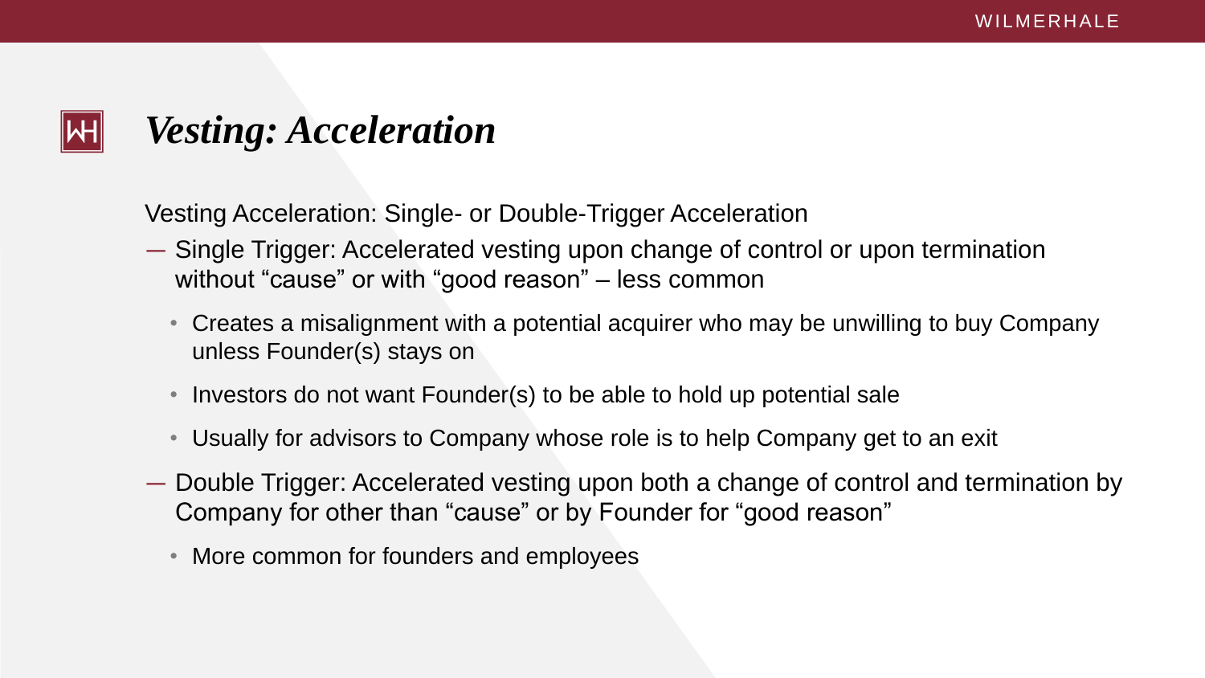# *Vesting: Acceleration*

Vesting Acceleration: Single- or Double-Trigger Acceleration

- Single Trigger: Accelerated vesting upon change of control or upon termination without “cause” or with “good reason” – less common
  - Creates a misalignment with a potential acquirer who may be unwilling to buy Company unless Founder(s) stays on
  - Investors do not want Founder(s) to be able to hold up potential sale
  - Usually for advisors to Company whose role is to help Company get to an exit
- Double Trigger: Accelerated vesting upon both a change of control and termination by Company for other than “cause” or by Founder for “good reason”
  - More common for founders and employees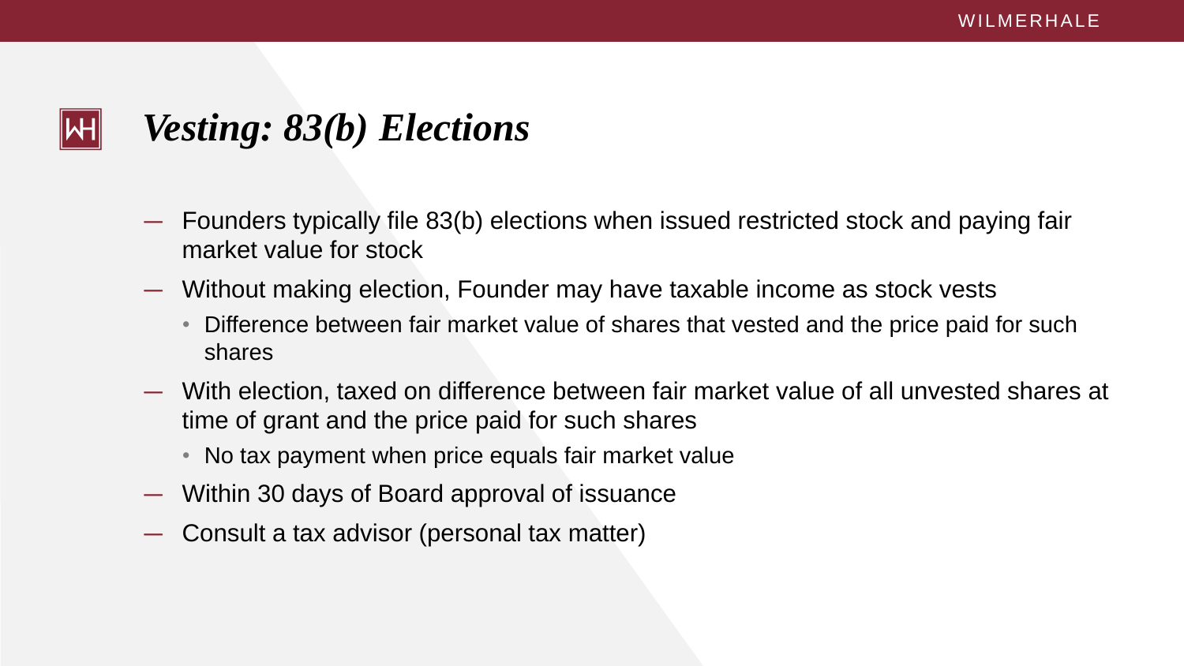# *Vesting: 83(b) Elections*

- Founders typically file 83(b) elections when issued restricted stock and paying fair market value for stock
- Without making election, Founder may have taxable income as stock vests
  - Difference between fair market value of shares that vested and the price paid for such shares
- With election, taxed on difference between fair market value of all unvested shares at time of grant and the price paid for such shares
  - No tax payment when price equals fair market value
- Within 30 days of Board approval of issuance
- Consult a tax advisor (personal tax matter)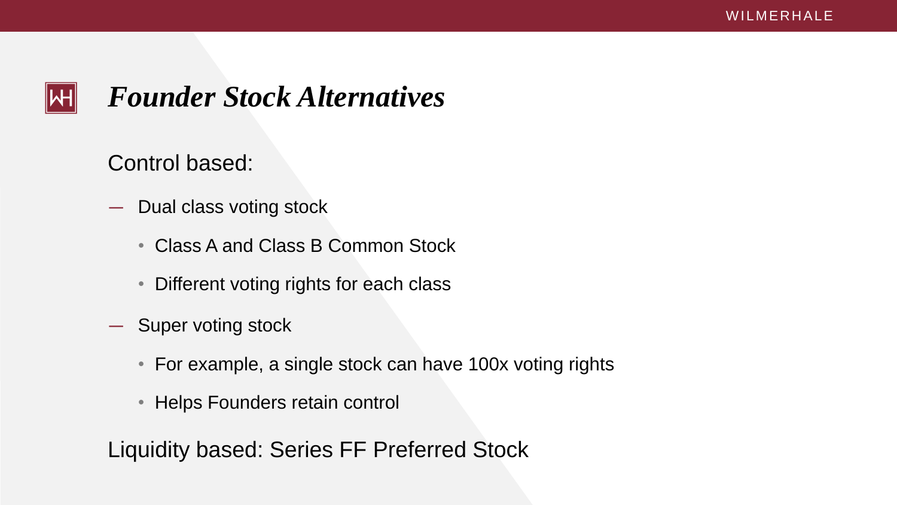# *Founder Stock Alternatives*

Control based:

- Dual class voting stock
  - Class A and Class B Common Stock
  - Different voting rights for each class
- Super voting stock
  - For example, a single stock can have 100x voting rights
  - Helps Founders retain control

Liquidity based: Series FF Preferred Stock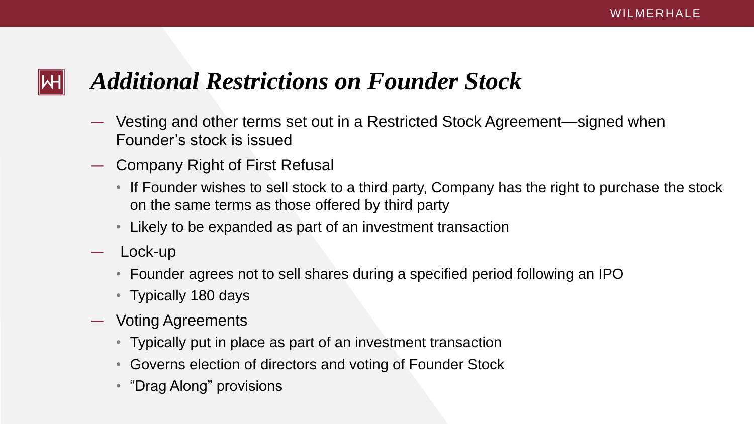## *Additional Restrictions on Founder Stock*

- Vesting and other terms set out in a Restricted Stock Agreement—signed when Founder's stock is issued
- Company Right of First Refusal
  - If Founder wishes to sell stock to a third party, Company has the right to purchase the stock on the same terms as those offered by third party
  - Likely to be expanded as part of an investment transaction
- Lock-up
  - Founder agrees not to sell shares during a specified period following an IPO
  - Typically 180 days
- Voting Agreements
  - Typically put in place as part of an investment transaction
  - Governs election of directors and voting of Founder Stock
  - "Drag Along" provisions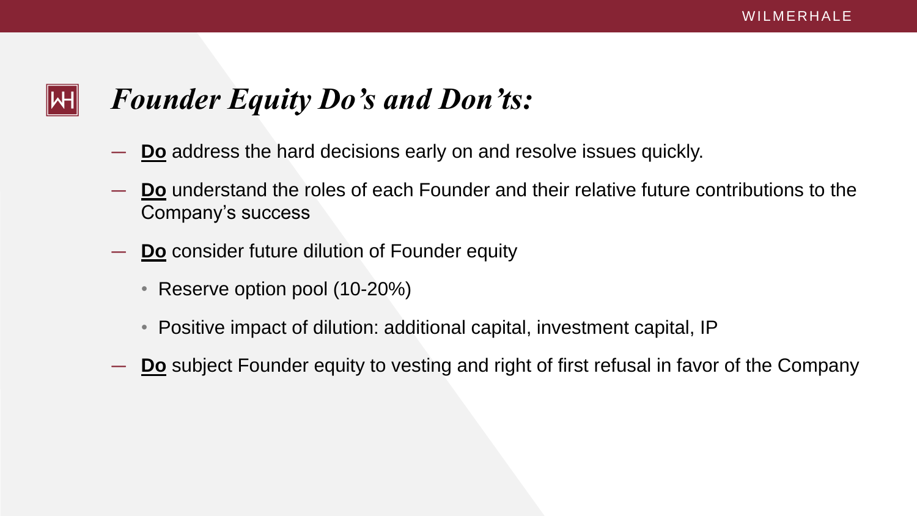## *Founder Equity Do's and Don'ts:*

- **Do** address the hard decisions early on and resolve issues quickly.
- **Do** understand the roles of each Founder and their relative future contributions to the Company's success
- **Do** consider future dilution of Founder equity
  - Reserve option pool (10-20%)
  - Positive impact of dilution: additional capital, investment capital, IP
- **Do** subject Founder equity to vesting and right of first refusal in favor of the Company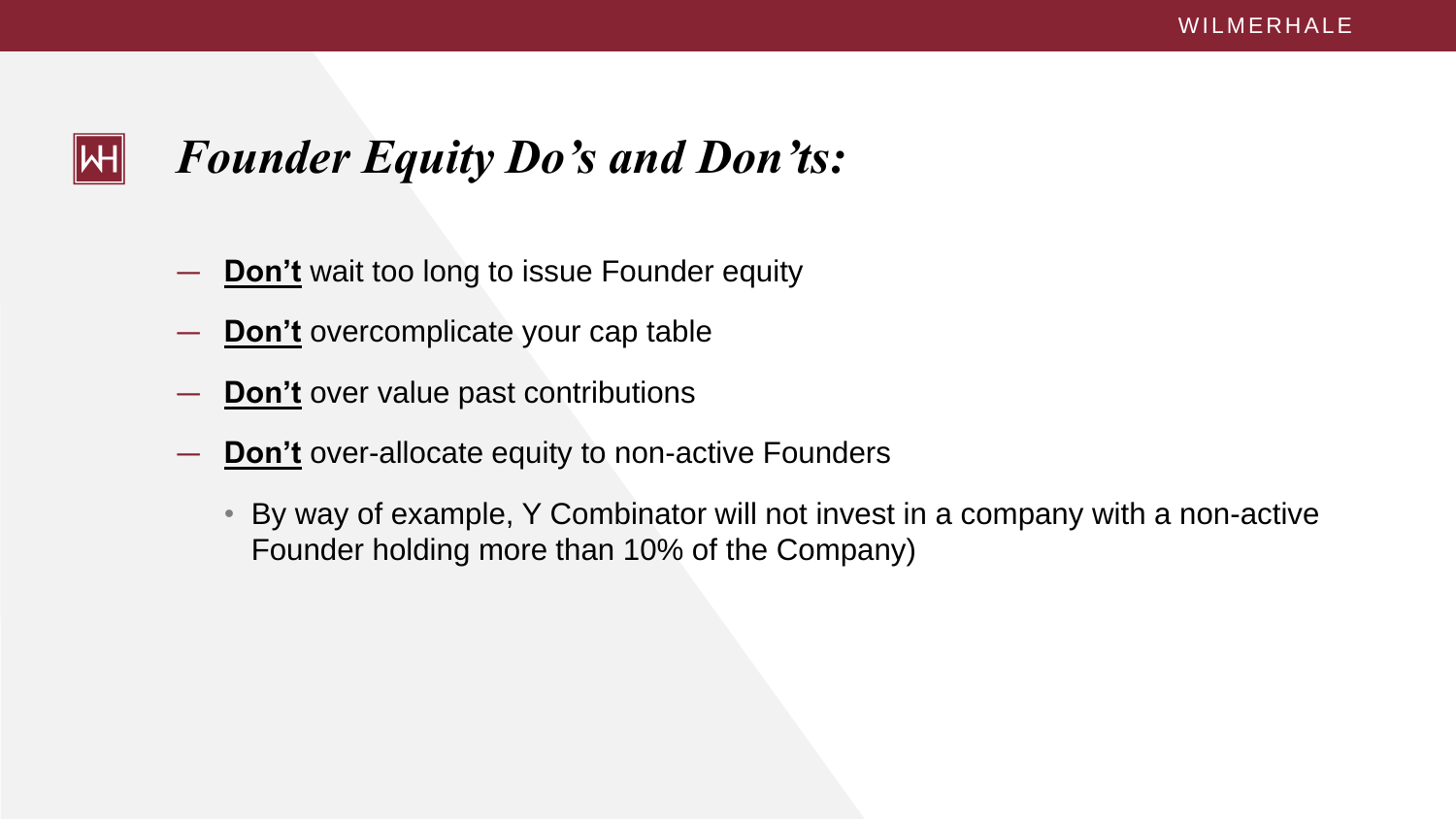# *Founder Equity Do’s and Don’ts:*

- **Don’t** wait too long to issue Founder equity
- **Don’t** overcomplicate your cap table
- **Don’t** over value past contributions
- **Don’t** over-allocate equity to non-active Founders
  - By way of example, Y Combinator will not invest in a company with a non-active Founder holding more than 10% of the Company)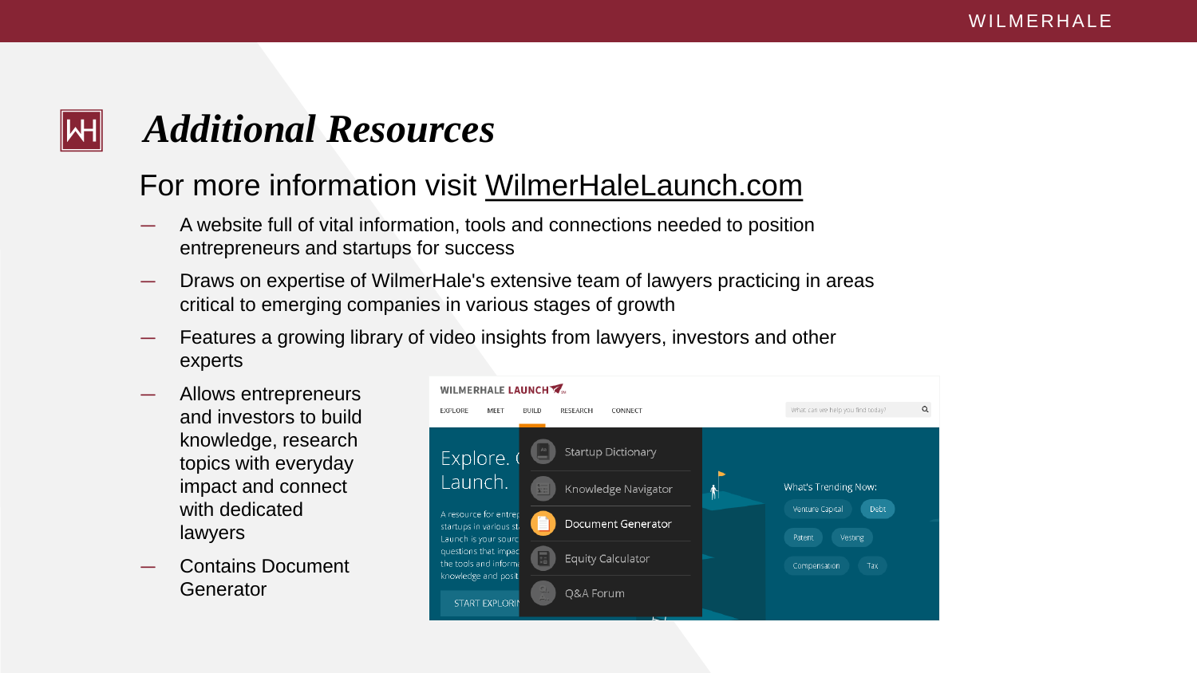# *Additional Resources*

For more information visit WilmerHaleLaunch.com

- A website full of vital information, tools and connections needed to position entrepreneurs and startups for success
- Draws on expertise of WilmerHale's extensive team of lawyers practicing in areas critical to emerging companies in various stages of growth
- Features a growing library of video insights from lawyers, investors and other experts
- Allows entrepreneurs and investors to build knowledge, research topics with everyday impact and connect with dedicated lawyers
- Contains Document Generator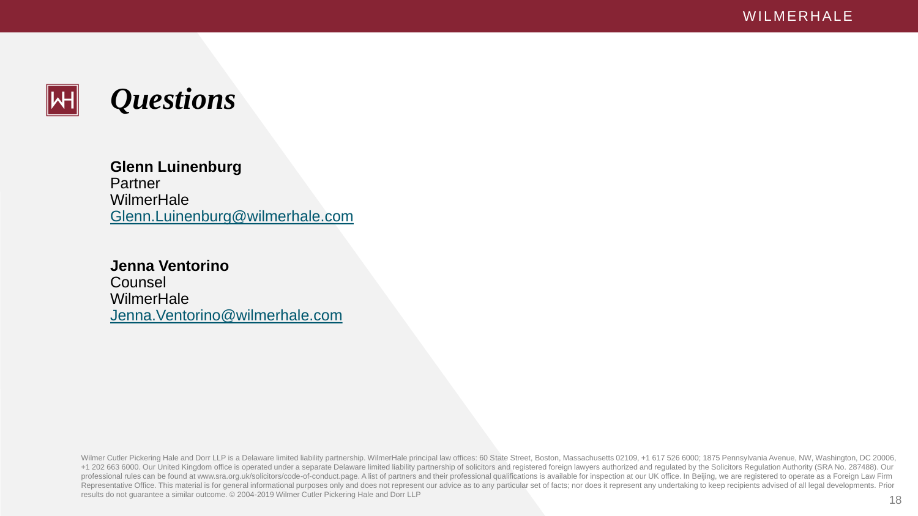# *Questions*

**Glenn Luinenburg**
Partner
WilmerHale
Glenn.Luinenburg@wilmerhale.com

**Jenna Ventorino**
Counsel
WilmerHale
Jenna.Ventorino@wilmerhale.com

Wilmer Cutler Pickering Hale and Dorr LLP is a Delaware limited liability partnership. WilmerHale principal law offices: 60 State Street, Boston, Massachusetts 02109, +1 617 526 6000; 1875 Pennsylvania Avenue, NW, Washington, DC 20006, +1 202 663 6000. Our United Kingdom office is operated under a separate Delaware limited liability partnership of solicitors and registered foreign lawyers authorized and regulated by the Solicitors Regulation Authority (SRA No. 287488). Our professional rules can be found at www.sra.org.uk/solicitors/code-of-conduct.page. A list of partners and their professional qualifications is available for inspection at our UK office. In Beijing, we are registered to operate as a Foreign Law Firm Representative Office. This material is for general informational purposes only and does not represent our advice as to any particular set of facts; nor does it represent any undertaking to keep recipients advised of all legal developments. Prior results do not guarantee a similar outcome. © 2004-2019 Wilmer Cutler Pickering Hale and Dorr LLP